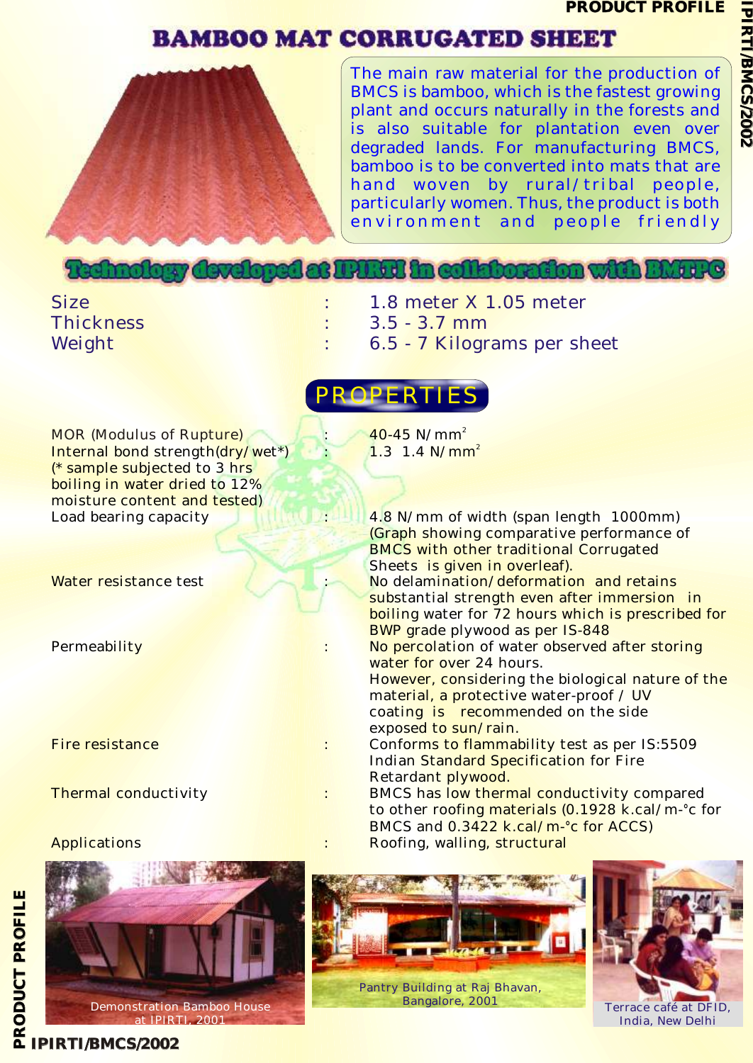# BAMBOO MAT CORRUGATED SHEET

The main raw material for the production of BMCS is bamboo, which is the fastest growing plant and occurs naturally in the forests and is also suitable for plantation even over degraded lands. For manufacturing BMCS, bamboo is to be converted into mats that are hand woven by rural/tribal people, particularly women. Thus, the product is both environment and people friendly

**Technology developed at IPIRTI in collaboration with BMTPC**

| | | |
|---|---|---|
| Size | : | 1.8 meter X 1.05 meter |
| Thickness | : | 3.5 - 3.7 mm |
| Weight | : | 6.5 - 7 Kilograms per sheet |

## PROPERTIES

| | | |
|---|---|---|
| MOR (Modulus of Rupture) | : | 40-45 N/mm$^2$ |
| Internal bond strength(dry/wet*) (* sample subjected to 3 hrs boiling in water dried to 12% moisture content and tested) | : | 1.3 1.4 N/mm$^2$ |
| Load bearing capacity | : | 4.8 N/mm of width (span length 1000mm) (Graph showing comparative performance of BMCS with other traditional Corrugated Sheets is given in overleaf). |
| Water resistance test | : | No delamination/deformation and retains substantial strength even after immersion in boiling water for 72 hours which is prescribed for BWP grade plywood as per IS-848 |
| Permeability | : | No percolation of water observed after storing water for over 24 hours. However, considering the biological nature of the material, a protective water-proof / UV coating is recommended on the side exposed to sun/rain. |
| Fire resistance | : | Conforms to flammability test as per IS:5509 Indian Standard Specification for Fire Retardant plywood. |
| Thermal conductivity | : | BMCS has low thermal conductivity compared to other roofing materials (0.1928 k.cal/m-°c for BMCS and 0.3422 k.cal/m-°c for ACCS) |
| Applications | : | Roofing, walling, structural |

Demonstration Bamboo House at IPIRTI, 2001

Pantry Building at Raj Bhavan, Bangalore, 2001

Terrace café at DFID, India, New Delhi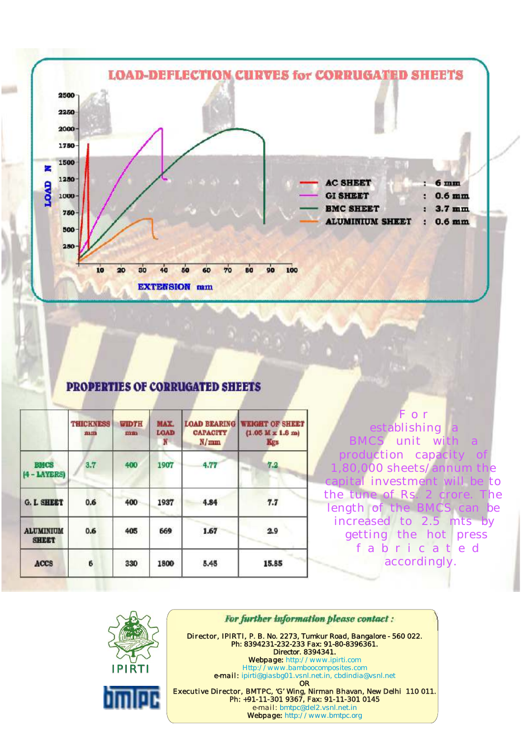## LOAD-DEFLECTION CURVES for CORRUGATED SHEETS

LOAD N

2500
2250
2000
1750
1500
1250
1000
750
500
250

10 20 30 40 50 60 70 80 90 100

EXTENSION mm

AC SHEET : 6 mm
GI SHEET : 0.6 mm
BMC SHEET : 3.7 mm
ALUMINIUM SHEET : 0.6 mm

## PROPERTIES OF CORRUGATED SHEETS

| | THICKNESS mm | WIDTH mm | MAX. LOAD N | LOAD BEARING CAPACITY N/mm | WEIGHT OF SHEET (1.05 M x 1.8 m) Kgs |
|---|---|---|---|---|---|
| BMCS (4 - LAYERS) | 3.7 | 400 | 1907 | 4.77 | 7.2 |
| G. I. SHEET | 0.6 | 400 | 1937 | 4.84 | 7.7 |
| ALUMINIUM SHEET | 0.6 | 405 | 669 | 1.67 | 2.9 |
| ACCS | 6 | 330 | 1800 | 5.45 | 15.85 |

For establishing a BMCS unit with a production capacity of 1,80,000 sheets/annum the capital investment will be to the tune of Rs. 2 crore. The length of the BMCS can be increased to 2.5 mts by getting the hot press fabricated accordingly.

IPIRTI

bmtpc

*For further information please contact :*

Director, IPIRTI, P. B. No. 2273, Tumkur Road, Bangalore - 560 022.
Ph: 8394231-232-233 Fax: 91-80-8396361.
Director. 8394341.
Webpage: http://www.ipirti.com
Http://www.bamboocomposites.com
e-mail: ipirti@giasbg01.vsnl.net.in, cbdindia@vsnl.net
OR
Executive Director, BMTPC, 'G' Wing, Nirman Bhavan, New Delhi 110 011.
Ph: +91-11-301 9367, Fax: 91-11-301 0145
e-mail: bmtpc@del2.vsnl.net.in
Webpage: http://www.bmtpc.org